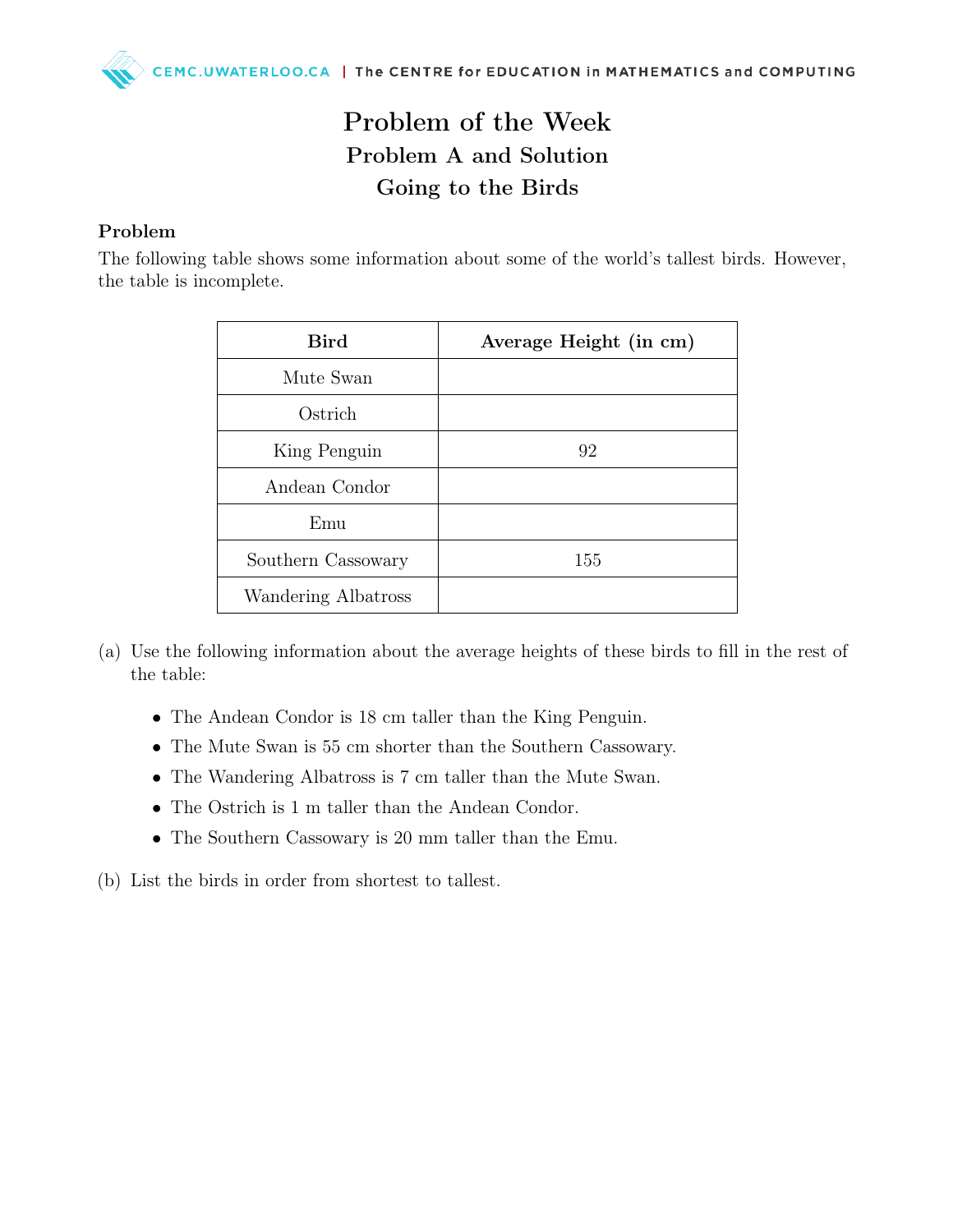# Problem of the Week

## Problem A and Solution

## Going to the Birds

### Problem

The following table shows some information about some of the world's tallest birds. However, the table is incomplete.

| Bird | Average Height (in cm) |
|---|---|
| Mute Swan | |
| Ostrich | |
| King Penguin | 92 |
| Andean Condor | |
| Emu | |
| Southern Cassowary | 155 |
| Wandering Albatross | |

(a) Use the following information about the average heights of these birds to fill in the rest of the table:

- The Andean Condor is 18 cm taller than the King Penguin.
- The Mute Swan is 55 cm shorter than the Southern Cassowary.
- The Wandering Albatross is 7 cm taller than the Mute Swan.
- The Ostrich is 1 m taller than the Andean Condor.
- The Southern Cassowary is 20 mm taller than the Emu.

(b) List the birds in order from shortest to tallest.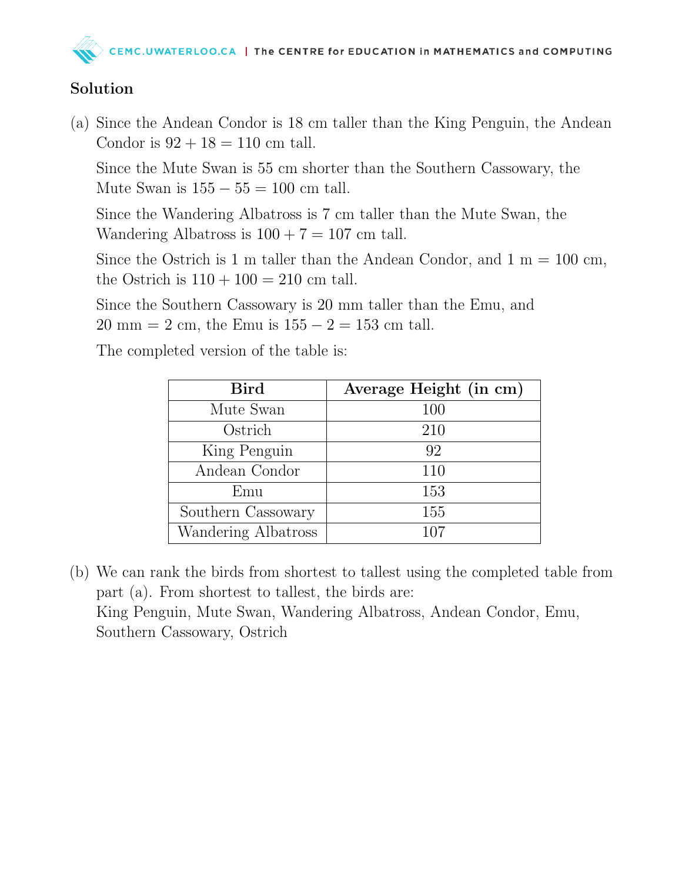**Solution**

(a) Since the Andean Condor is 18 cm taller than the King Penguin, the Andean Condor is $92 + 18 = 110$ cm tall.

Since the Mute Swan is 55 cm shorter than the Southern Cassowary, the Mute Swan is $155 - 55 = 100$ cm tall.

Since the Wandering Albatross is 7 cm taller than the Mute Swan, the Wandering Albatross is $100 + 7 = 107$ cm tall.

Since the Ostrich is 1 m taller than the Andean Condor, and 1 m = 100 cm, the Ostrich is $110 + 100 = 210$ cm tall.

Since the Southern Cassowary is 20 mm taller than the Emu, and 20 mm = 2 cm, the Emu is $155 - 2 = 153$ cm tall.

The completed version of the table is:

| Bird | Average Height (in cm) |
|---|---|
| Mute Swan | 100 |
| Ostrich | 210 |
| King Penguin | 92 |
| Andean Condor | 110 |
| Emu | 153 |
| Southern Cassowary | 155 |
| Wandering Albatross | 107 |

(b) We can rank the birds from shortest to tallest using the completed table from part (a). From shortest to tallest, the birds are:
King Penguin, Mute Swan, Wandering Albatross, Andean Condor, Emu, Southern Cassowary, Ostrich